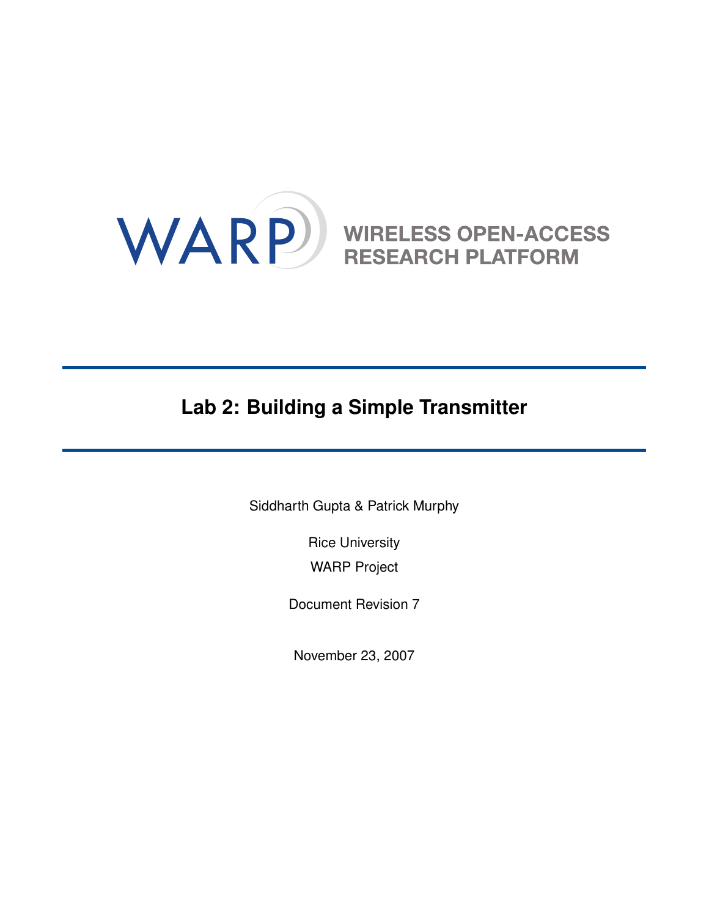WARP

WIRELESS OPEN-ACCESS RESEARCH PLATFORM

# Lab 2: Building a Simple Transmitter

Siddharth Gupta & Patrick Murphy

Rice University

WARP Project

Document Revision 7

November 23, 2007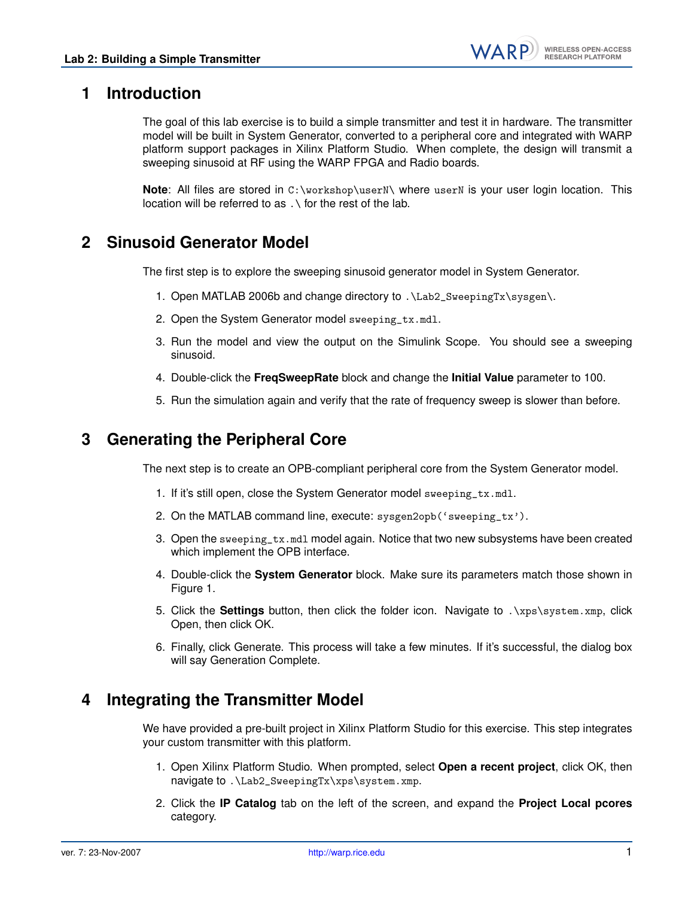# 1 Introduction

The goal of this lab exercise is to build a simple transmitter and test it in hardware. The transmitter model will be built in System Generator, converted to a peripheral core and integrated with WARP platform support packages in Xilinx Platform Studio. When complete, the design will transmit a sweeping sinusoid at RF using the WARP FPGA and Radio boards.

**Note**: All files are stored in `C:\workshop\userN\` where `userN` is your user login location. This location will be referred to as `.\` for the rest of the lab.

# 2 Sinusoid Generator Model

The first step is to explore the sweeping sinusoid generator model in System Generator.

1. Open MATLAB 2006b and change directory to `.\Lab2_SweepingTx\sysgen\`.
2. Open the System Generator model `sweeping_tx.mdl`.
3. Run the model and view the output on the Simulink Scope. You should see a sweeping sinusoid.
4. Double-click the **FreqSweepRate** block and change the **Initial Value** parameter to 100.
5. Run the simulation again and verify that the rate of frequency sweep is slower than before.

# 3 Generating the Peripheral Core

The next step is to create an OPB-compliant peripheral core from the System Generator model.

1. If it's still open, close the System Generator model `sweeping_tx.mdl`.
2. On the MATLAB command line, execute: `sysgen2opb('sweeping_tx')`.
3. Open the `sweeping_tx.mdl` model again. Notice that two new subsystems have been created which implement the OPB interface.
4. Double-click the **System Generator** block. Make sure its parameters match those shown in Figure 1.
5. Click the **Settings** button, then click the folder icon. Navigate to `.\xps\system.xmp`, click Open, then click OK.
6. Finally, click Generate. This process will take a few minutes. If it's successful, the dialog box will say Generation Complete.

# 4 Integrating the Transmitter Model

We have provided a pre-built project in Xilinx Platform Studio for this exercise. This step integrates your custom transmitter with this platform.

1. Open Xilinx Platform Studio. When prompted, select **Open a recent project**, click OK, then navigate to `.\Lab2_SweepingTx\xps\system.xmp`.
2. Click the **IP Catalog** tab on the left of the screen, and expand the **Project Local pcores** category.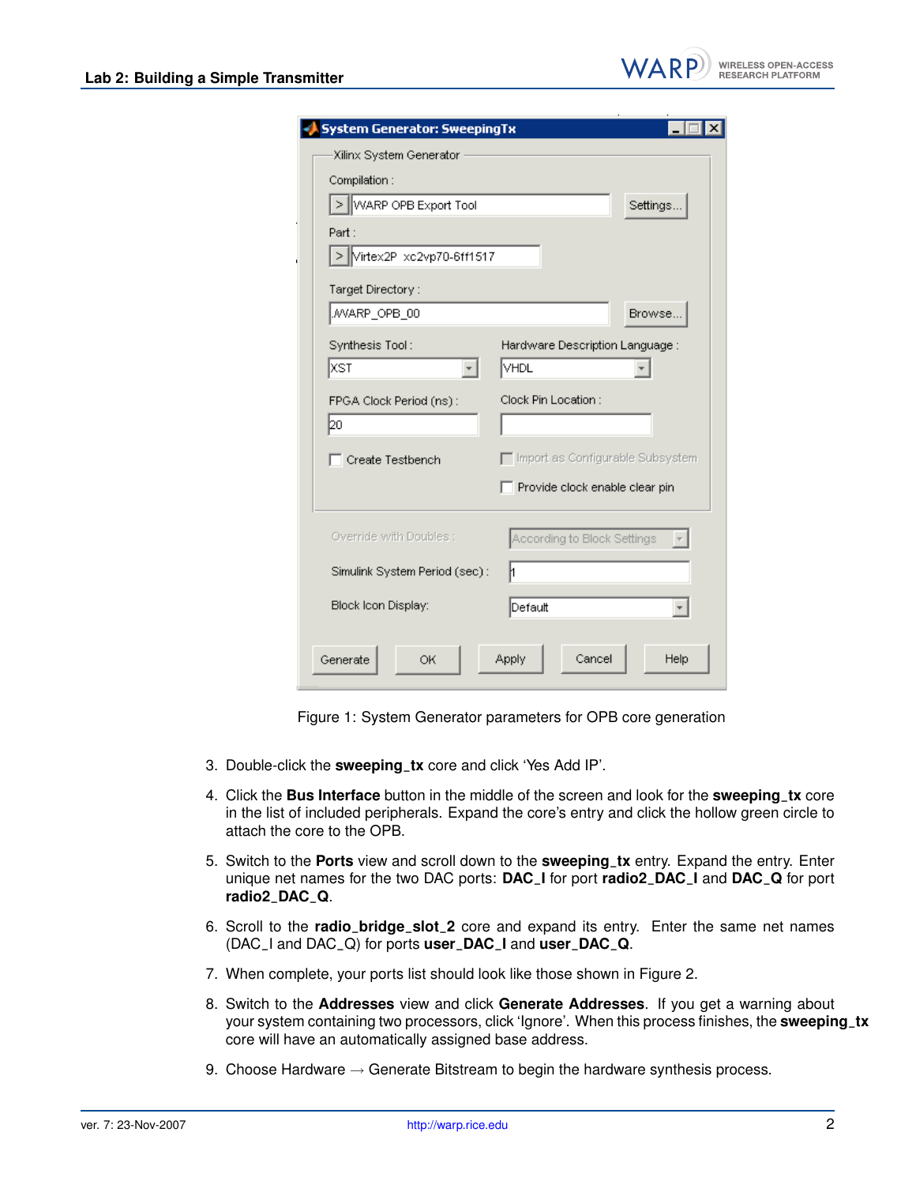Figure 1: System Generator parameters for OPB core generation

3. Double-click the **sweeping_tx** core and click 'Yes Add IP'.
4. Click the **Bus Interface** button in the middle of the screen and look for the **sweeping_tx** core in the list of included peripherals. Expand the core's entry and click the hollow green circle to attach the core to the OPB.
5. Switch to the **Ports** view and scroll down to the **sweeping_tx** entry. Expand the entry. Enter unique net names for the two DAC ports: **DAC_I** for port **radio2_DAC_I** and **DAC_Q** for port **radio2_DAC_Q**.
6. Scroll to the **radio_bridge_slot_2** core and expand its entry. Enter the same net names (DAC_I and DAC_Q) for ports **user_DAC_I** and **user_DAC_Q**.
7. When complete, your ports list should look like those shown in Figure 2.
8. Switch to the **Addresses** view and click **Generate Addresses**. If you get a warning about your system containing two processors, click 'Ignore'. When this process finishes, the **sweeping_tx** core will have an automatically assigned base address.
9. Choose Hardware → Generate Bitstream to begin the hardware synthesis process.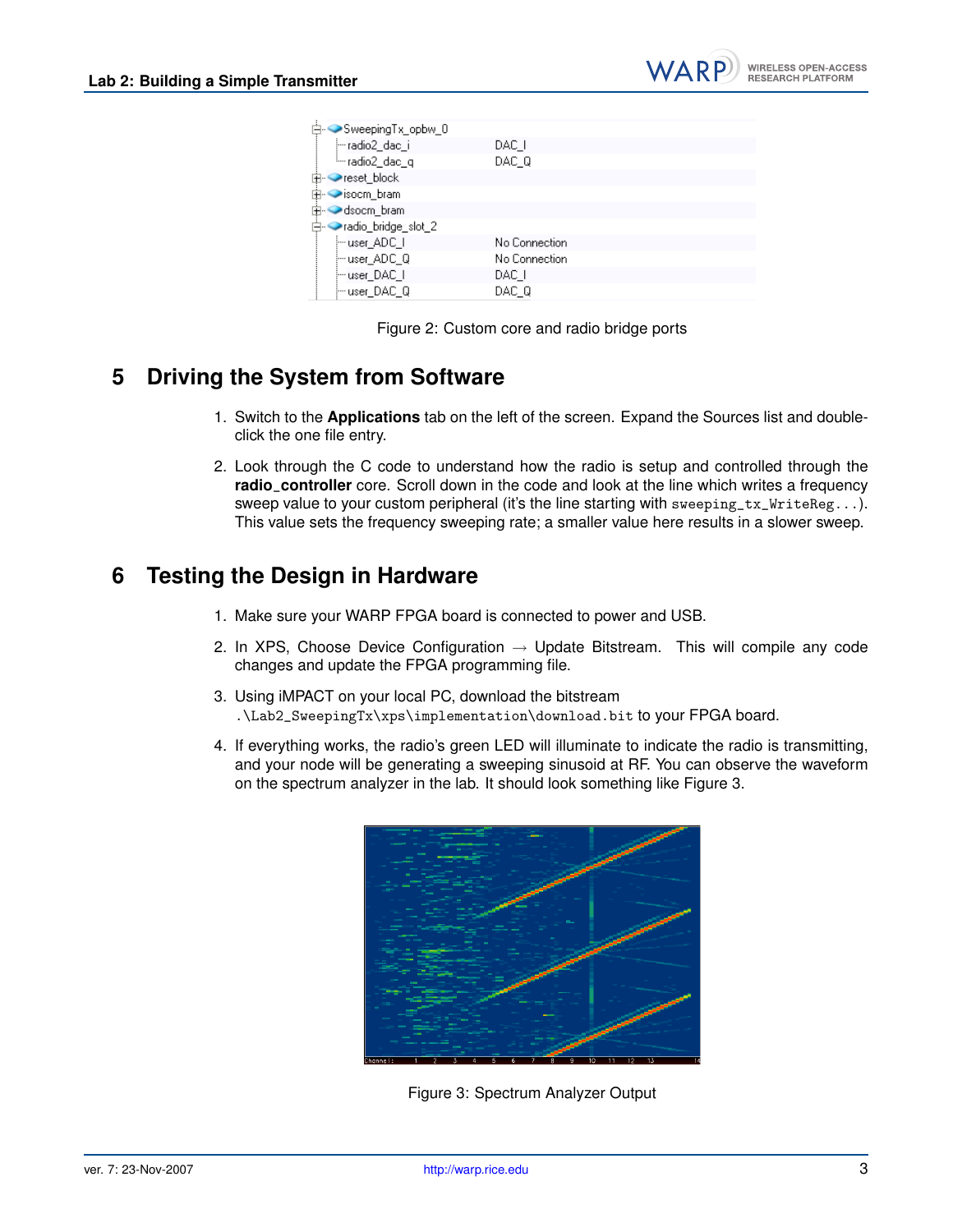Figure 2: Custom core and radio bridge ports

## 5 Driving the System from Software

1. Switch to the **Applications** tab on the left of the screen. Expand the Sources list and double-click the one file entry.

2. Look through the C code to understand how the radio is setup and controlled through the **radio_controller** core. Scroll down in the code and look at the line which writes a frequency sweep value to your custom peripheral (it's the line starting with `sweeping_tx_WriteReg...`). This value sets the frequency sweeping rate; a smaller value here results in a slower sweep.

## 6 Testing the Design in Hardware

1. Make sure your WARP FPGA board is connected to power and USB.

2. In XPS, Choose Device Configuration → Update Bitstream. This will compile any code changes and update the FPGA programming file.

3. Using iMPACT on your local PC, download the bitstream `.\Lab2_SweepingTx\xps\implementation\download.bit` to your FPGA board.

4. If everything works, the radio's green LED will illuminate to indicate the radio is transmitting, and your node will be generating a sweeping sinusoid at RF. You can observe the waveform on the spectrum analyzer in the lab. It should look something like Figure 3.

Figure 3: Spectrum Analyzer Output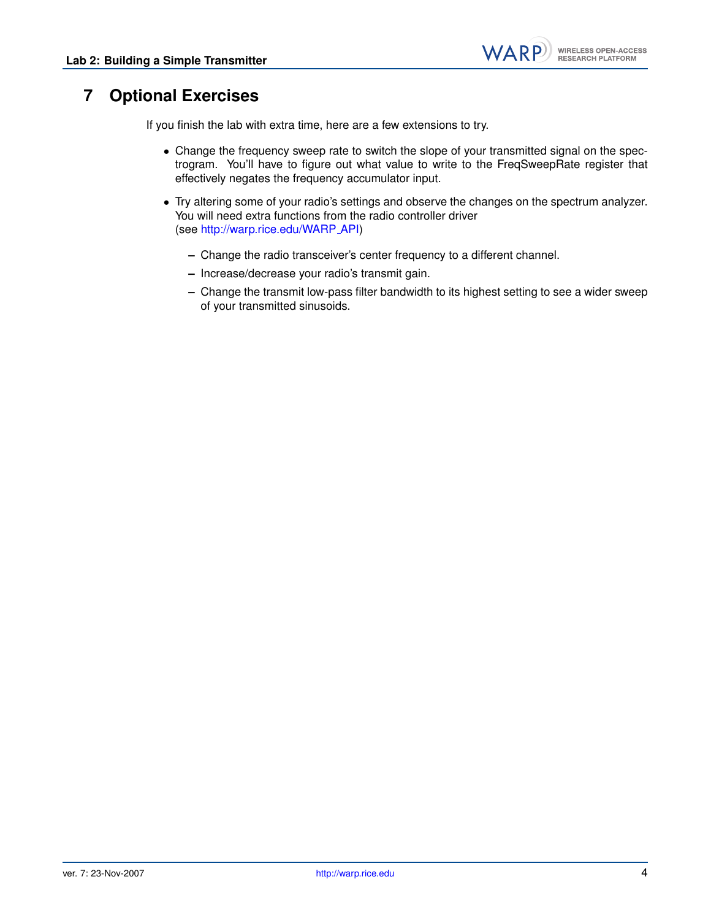# 7 Optional Exercises

If you finish the lab with extra time, here are a few extensions to try.

- Change the frequency sweep rate to switch the slope of your transmitted signal on the spectrogram. You'll have to figure out what value to write to the FreqSweepRate register that effectively negates the frequency accumulator input.
- Try altering some of your radio's settings and observe the changes on the spectrum analyzer. You will need extra functions from the radio controller driver (see http://warp.rice.edu/WARP_API)
  - Change the radio transceiver's center frequency to a different channel.
  - Increase/decrease your radio's transmit gain.
  - Change the transmit low-pass filter bandwidth to its highest setting to see a wider sweep of your transmitted sinusoids.